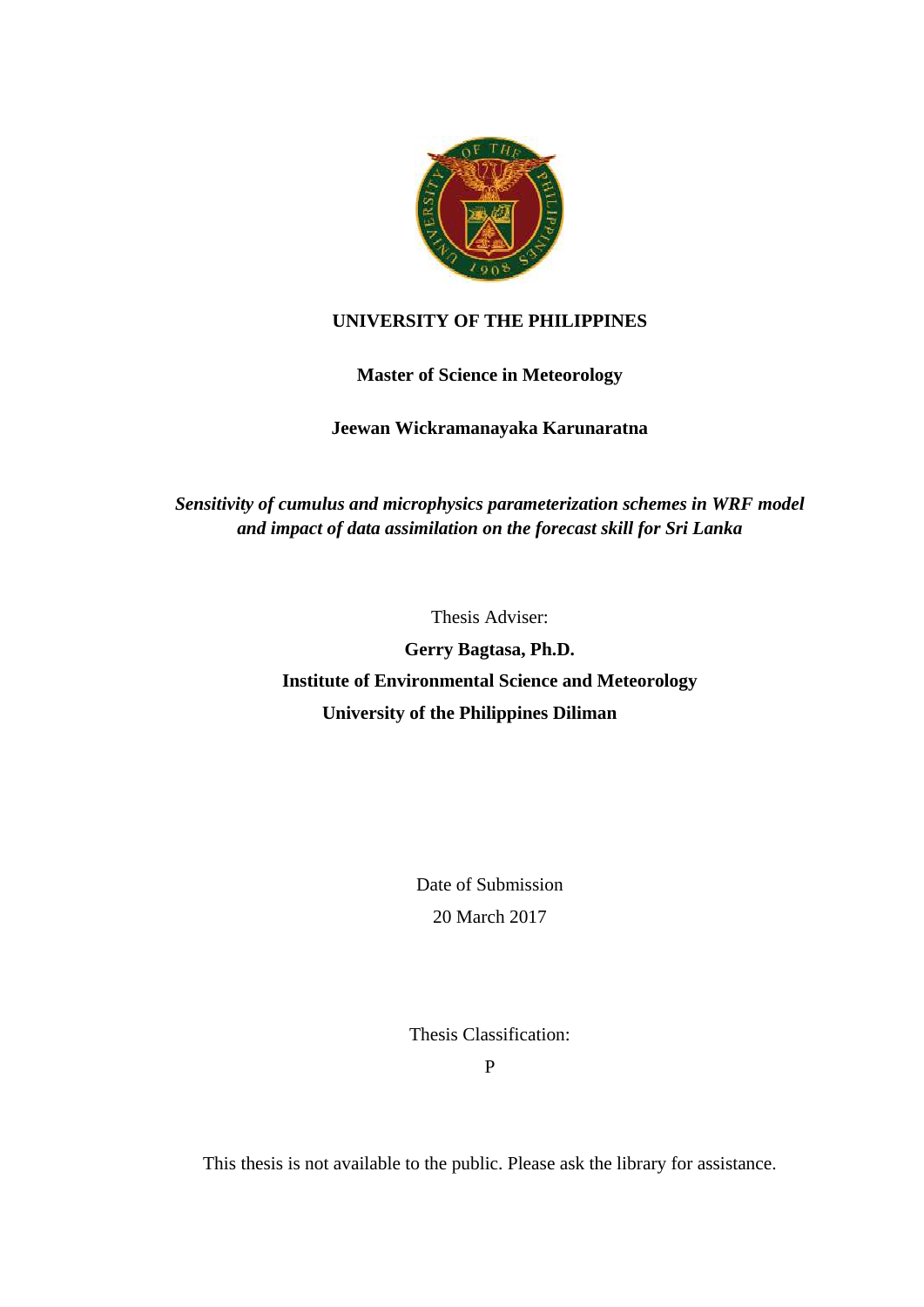**UNIVERSITY OF THE PHILIPPINES**

**Master of Science in Meteorology**

**Jeewan Wickramanayaka Karunaratna**

***Sensitivity of cumulus and microphysics parameterization schemes in WRF model and impact of data assimilation on the forecast skill for Sri Lanka***

Thesis Adviser:

**Gerry Bagtasa, Ph.D.**

**Institute of Environmental Science and Meteorology**

**University of the Philippines Diliman**

Date of Submission

20 March 2017

Thesis Classification:

P

This thesis is not available to the public. Please ask the library for assistance.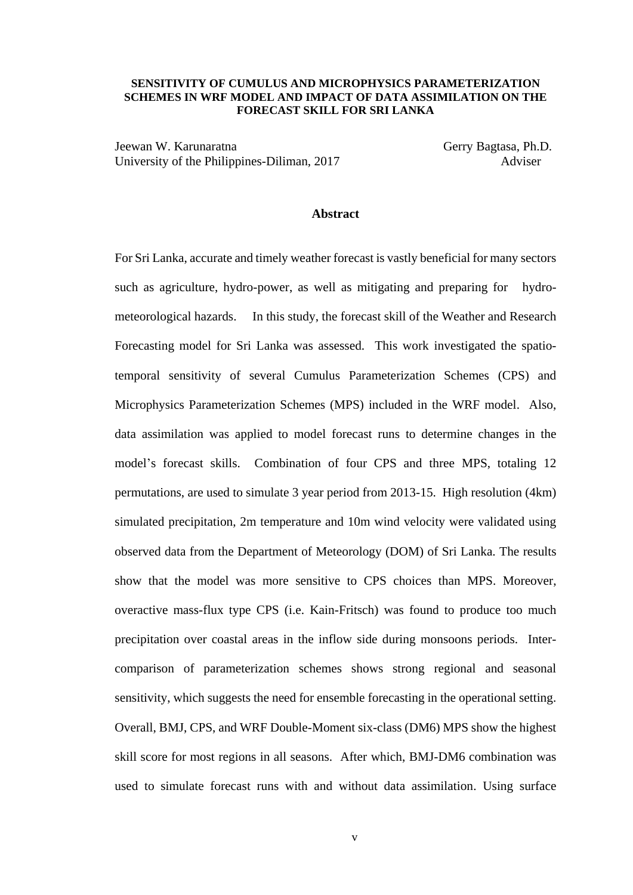**SENSITIVITY OF CUMULUS AND MICROPHYSICS PARAMETERIZATION SCHEMES IN WRF MODEL AND IMPACT OF DATA ASSIMILATION ON THE FORECAST SKILL FOR SRI LANKA**

Jeewan W. Karunaratna
University of the Philippines-Diliman, 2017

Gerry Bagtasa, Ph.D.
Adviser

## Abstract

For Sri Lanka, accurate and timely weather forecast is vastly beneficial for many sectors such as agriculture, hydro-power, as well as mitigating and preparing for hydro-meteorological hazards. In this study, the forecast skill of the Weather and Research Forecasting model for Sri Lanka was assessed. This work investigated the spatio-temporal sensitivity of several Cumulus Parameterization Schemes (CPS) and Microphysics Parameterization Schemes (MPS) included in the WRF model. Also, data assimilation was applied to model forecast runs to determine changes in the model's forecast skills. Combination of four CPS and three MPS, totaling 12 permutations, are used to simulate 3 year period from 2013-15. High resolution (4km) simulated precipitation, 2m temperature and 10m wind velocity were validated using observed data from the Department of Meteorology (DOM) of Sri Lanka. The results show that the model was more sensitive to CPS choices than MPS. Moreover, overactive mass-flux type CPS (i.e. Kain-Fritsch) was found to produce too much precipitation over coastal areas in the inflow side during monsoons periods. Inter-comparison of parameterization schemes shows strong regional and seasonal sensitivity, which suggests the need for ensemble forecasting in the operational setting. Overall, BMJ, CPS, and WRF Double-Moment six-class (DM6) MPS show the highest skill score for most regions in all seasons. After which, BMJ-DM6 combination was used to simulate forecast runs with and without data assimilation. Using surface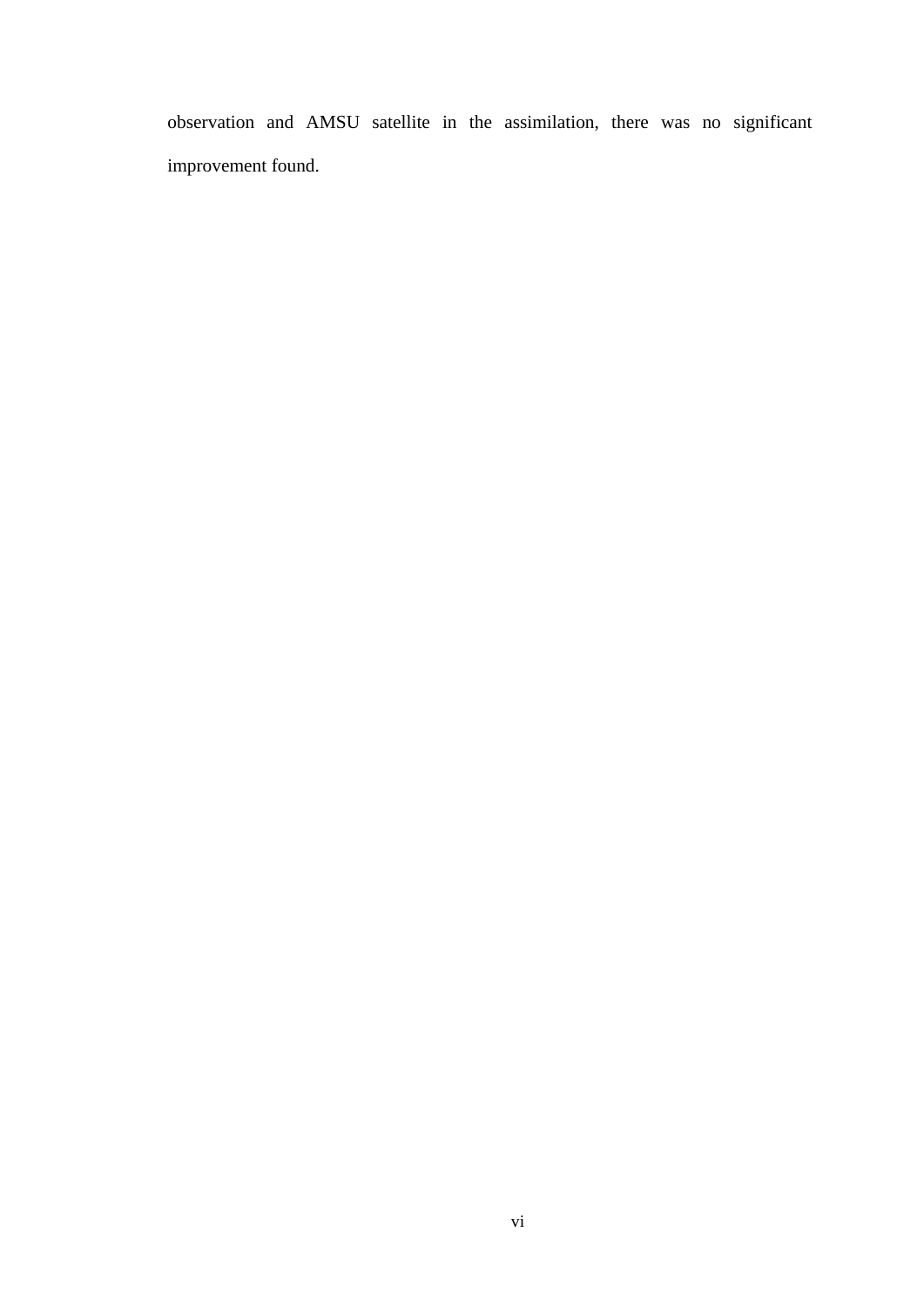observation and AMSU satellite in the assimilation, there was no significant improvement found.